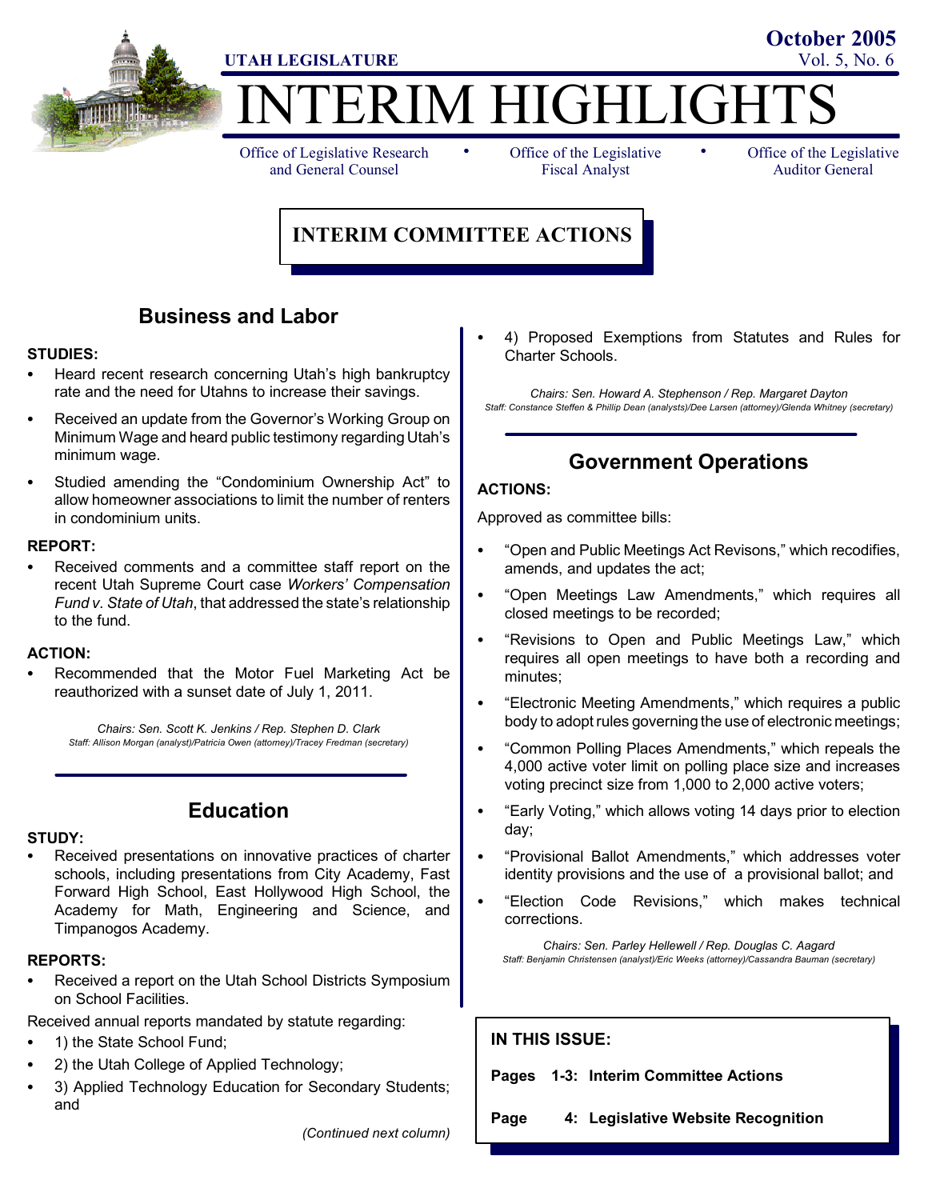UTAH LEGISLATURE

October 2005
Vol. 5, No. 6

# INTERIM HIGHLIGHTS

Office of Legislative Research and General Counsel • Office of the Legislative Fiscal Analyst • Office of the Legislative Auditor General

## INTERIM COMMITTEE ACTIONS

### Business and Labor

**STUDIES:**

- Heard recent research concerning Utah's high bankruptcy rate and the need for Utahns to increase their savings.
- Received an update from the Governor's Working Group on Minimum Wage and heard public testimony regarding Utah's minimum wage.
- Studied amending the "Condominium Ownership Act" to allow homeowner associations to limit the number of renters in condominium units.

**REPORT:**

- Received comments and a committee staff report on the recent Utah Supreme Court case *Workers' Compensation Fund v. State of Utah*, that addressed the state's relationship to the fund.

**ACTION:**

- Recommended that the Motor Fuel Marketing Act be reauthorized with a sunset date of July 1, 2011.

*Chairs: Sen. Scott K. Jenkins / Rep. Stephen D. Clark*
*Staff: Allison Morgan (analyst)/Patricia Owen (attorney)/Tracey Fredman (secretary)*

### Education

**STUDY:**

- Received presentations on innovative practices of charter schools, including presentations from City Academy, Fast Forward High School, East Hollywood High School, the Academy for Math, Engineering and Science, and Timpanogos Academy.

**REPORTS:**

- Received a report on the Utah School Districts Symposium on School Facilities.

Received annual reports mandated by statute regarding:

- 1) the State School Fund;
- 2) the Utah College of Applied Technology;
- 3) Applied Technology Education for Secondary Students; and
- 4) Proposed Exemptions from Statutes and Rules for Charter Schools.

*Chairs: Sen. Howard A. Stephenson / Rep. Margaret Dayton*
*Staff: Constance Steffen & Phillip Dean (analysts)/Dee Larsen (attorney)/Glenda Whitney (secretary)*

### Government Operations

**ACTIONS:**

Approved as committee bills:

- "Open and Public Meetings Act Revisons," which recodifies, amends, and updates the act;
- "Open Meetings Law Amendments," which requires all closed meetings to be recorded;
- "Revisions to Open and Public Meetings Law," which requires all open meetings to have both a recording and minutes;
- "Electronic Meeting Amendments," which requires a public body to adopt rules governing the use of electronic meetings;
- "Common Polling Places Amendments," which repeals the 4,000 active voter limit on polling place size and increases voting precinct size from 1,000 to 2,000 active voters;
- "Early Voting," which allows voting 14 days prior to election day;
- "Provisional Ballot Amendments," which addresses voter identity provisions and the use of a provisional ballot; and
- "Election Code Revisions," which makes technical corrections.

*Chairs: Sen. Parley Hellewell / Rep. Douglas C. Aagard*
*Staff: Benjamin Christensen (analyst)/Eric Weeks (attorney)/Cassandra Bauman (secretary)*

**IN THIS ISSUE:**

**Pages 1-3: Interim Committee Actions**

**Page 4: Legislative Website Recognition**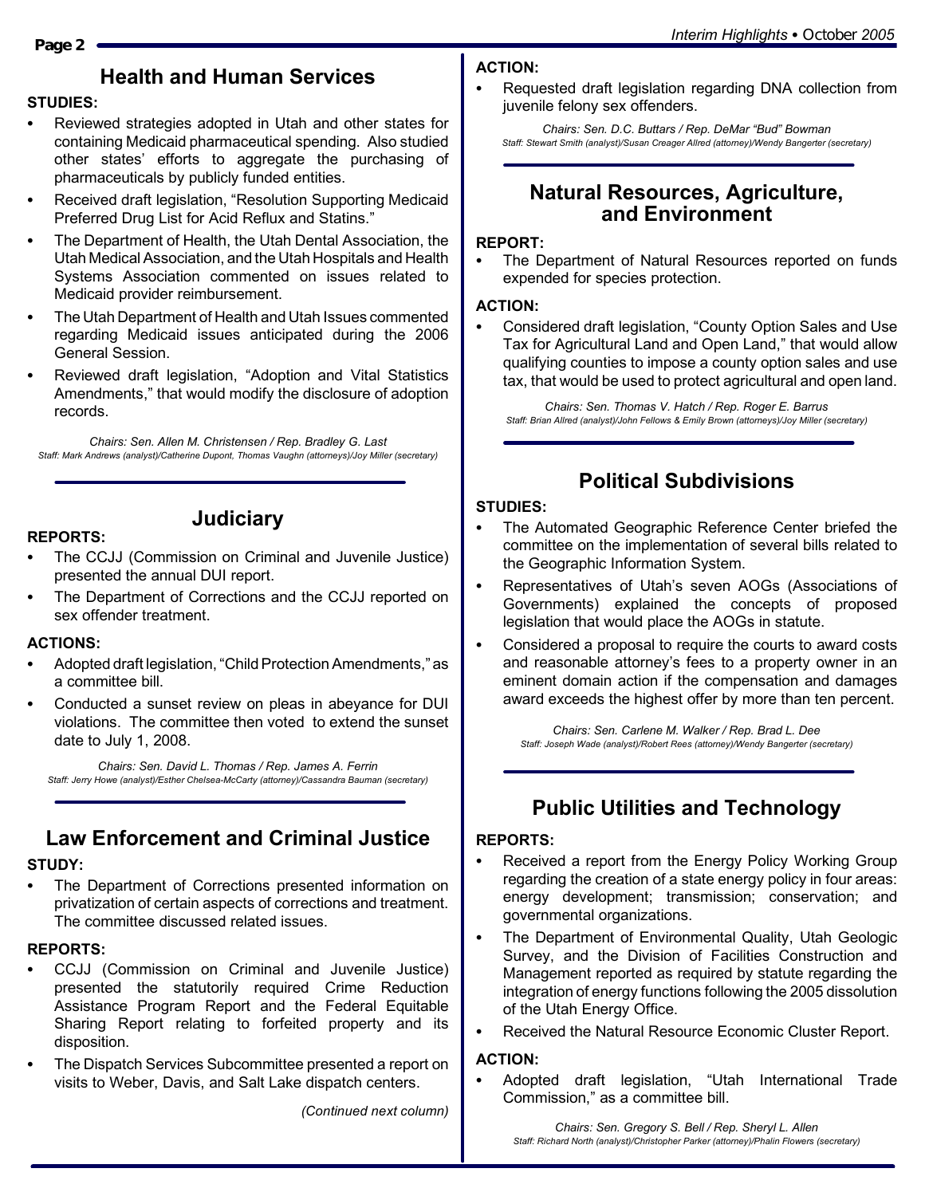## Health and Human Services

**STUDIES:**

- Reviewed strategies adopted in Utah and other states for containing Medicaid pharmaceutical spending. Also studied other states' efforts to aggregate the purchasing of pharmaceuticals by publicly funded entities.
- Received draft legislation, "Resolution Supporting Medicaid Preferred Drug List for Acid Reflux and Statins."
- The Department of Health, the Utah Dental Association, the Utah Medical Association, and the Utah Hospitals and Health Systems Association commented on issues related to Medicaid provider reimbursement.
- The Utah Department of Health and Utah Issues commented regarding Medicaid issues anticipated during the 2006 General Session.
- Reviewed draft legislation, "Adoption and Vital Statistics Amendments," that would modify the disclosure of adoption records.

*Chairs: Sen. Allen M. Christensen / Rep. Bradley G. Last*
*Staff: Mark Andrews (analyst)/Catherine Dupont, Thomas Vaughn (attorneys)/Joy Miller (secretary)*

## Judiciary

**REPORTS:**

- The CCJJ (Commission on Criminal and Juvenile Justice) presented the annual DUI report.
- The Department of Corrections and the CCJJ reported on sex offender treatment.

**ACTIONS:**

- Adopted draft legislation, "Child Protection Amendments," as a committee bill.
- Conducted a sunset review on pleas in abeyance for DUI violations. The committee then voted to extend the sunset date to July 1, 2008.

*Chairs: Sen. David L. Thomas / Rep. James A. Ferrin*
*Staff: Jerry Howe (analyst)/Esther Chelsea-McCarty (attorney)/Cassandra Bauman (secretary)*

## Law Enforcement and Criminal Justice

**STUDY:**

- The Department of Corrections presented information on privatization of certain aspects of corrections and treatment. The committee discussed related issues.

**REPORTS:**

- CCJJ (Commission on Criminal and Juvenile Justice) presented the statutorily required Crime Reduction Assistance Program Report and the Federal Equitable Sharing Report relating to forfeited property and its disposition.
- The Dispatch Services Subcommittee presented a report on visits to Weber, Davis, and Salt Lake dispatch centers.

**ACTION:**

- Requested draft legislation regarding DNA collection from juvenile felony sex offenders.

*Chairs: Sen. D.C. Buttars / Rep. DeMar "Bud" Bowman*
*Staff: Stewart Smith (analyst)/Susan Creager Allred (attorney)/Wendy Bangerter (secretary)*

## Natural Resources, Agriculture, and Environment

**REPORT:**

- The Department of Natural Resources reported on funds expended for species protection.

**ACTION:**

- Considered draft legislation, "County Option Sales and Use Tax for Agricultural Land and Open Land," that would allow qualifying counties to impose a county option sales and use tax, that would be used to protect agricultural and open land.

*Chairs: Sen. Thomas V. Hatch / Rep. Roger E. Barrus*
*Staff: Brian Allred (analyst)/John Fellows & Emily Brown (attorneys)/Joy Miller (secretary)*

## Political Subdivisions

**STUDIES:**

- The Automated Geographic Reference Center briefed the committee on the implementation of several bills related to the Geographic Information System.
- Representatives of Utah's seven AOGs (Associations of Governments) explained the concepts of proposed legislation that would place the AOGs in statute.
- Considered a proposal to require the courts to award costs and reasonable attorney's fees to a property owner in an eminent domain action if the compensation and damages award exceeds the highest offer by more than ten percent.

*Chairs: Sen. Carlene M. Walker / Rep. Brad L. Dee*
*Staff: Joseph Wade (analyst)/Robert Rees (attorney)/Wendy Bangerter (secretary)*

## Public Utilities and Technology

**REPORTS:**

- Received a report from the Energy Policy Working Group regarding the creation of a state energy policy in four areas: energy development; transmission; conservation; and governmental organizations.
- The Department of Environmental Quality, Utah Geologic Survey, and the Division of Facilities Construction and Management reported as required by statute regarding the integration of energy functions following the 2005 dissolution of the Utah Energy Office.
- Received the Natural Resource Economic Cluster Report.

**ACTION:**

- Adopted draft legislation, "Utah International Trade Commission," as a committee bill.

*Chairs: Sen. Gregory S. Bell / Rep. Sheryl L. Allen*
*Staff: Richard North (analyst)/Christopher Parker (attorney)/Phalin Flowers (secretary)*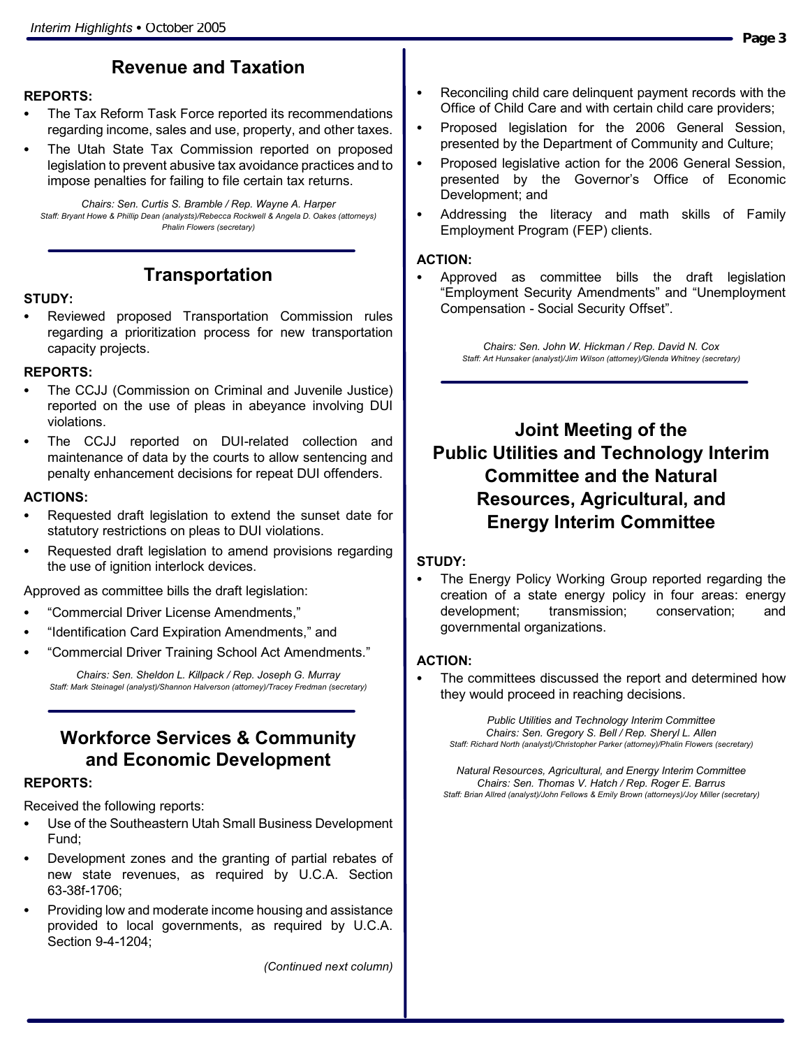## Revenue and Taxation

**REPORTS:**

- The Tax Reform Task Force reported its recommendations regarding income, sales and use, property, and other taxes.
- The Utah State Tax Commission reported on proposed legislation to prevent abusive tax avoidance practices and to impose penalties for failing to file certain tax returns.

*Chairs: Sen. Curtis S. Bramble / Rep. Wayne A. Harper*
*Staff: Bryant Howe & Phillip Dean (analysts)/Rebecca Rockwell & Angela D. Oakes (attorneys) Phalin Flowers (secretary)*

## Transportation

**STUDY:**

- Reviewed proposed Transportation Commission rules regarding a prioritization process for new transportation capacity projects.

**REPORTS:**

- The CCJJ (Commission on Criminal and Juvenile Justice) reported on the use of pleas in abeyance involving DUI violations.
- The CCJJ reported on DUI-related collection and maintenance of data by the courts to allow sentencing and penalty enhancement decisions for repeat DUI offenders.

**ACTIONS:**

- Requested draft legislation to extend the sunset date for statutory restrictions on pleas to DUI violations.
- Requested draft legislation to amend provisions regarding the use of ignition interlock devices.

Approved as committee bills the draft legislation:

- "Commercial Driver License Amendments,"
- "Identification Card Expiration Amendments," and
- "Commercial Driver Training School Act Amendments."

*Chairs: Sen. Sheldon L. Killpack / Rep. Joseph G. Murray*
*Staff: Mark Steinagel (analyst)/Shannon Halverson (attorney)/Tracey Fredman (secretary)*

## Workforce Services & Community and Economic Development

**REPORTS:**

Received the following reports:

- Use of the Southeastern Utah Small Business Development Fund;
- Development zones and the granting of partial rebates of new state revenues, as required by U.C.A. Section 63-38f-1706;
- Providing low and moderate income housing and assistance provided to local governments, as required by U.C.A. Section 9-4-1204;
- Reconciling child care delinquent payment records with the Office of Child Care and with certain child care providers;
- Proposed legislation for the 2006 General Session, presented by the Department of Community and Culture;
- Proposed legislative action for the 2006 General Session, presented by the Governor's Office of Economic Development; and
- Addressing the literacy and math skills of Family Employment Program (FEP) clients.

**ACTION:**

- Approved as committee bills the draft legislation "Employment Security Amendments" and "Unemployment Compensation - Social Security Offset".

*Chairs: Sen. John W. Hickman / Rep. David N. Cox*
*Staff: Art Hunsaker (analyst)/Jim Wilson (attorney)/Glenda Whitney (secretary)*

## Joint Meeting of the Public Utilities and Technology Interim Committee and the Natural Resources, Agricultural, and Energy Interim Committee

**STUDY:**

- The Energy Policy Working Group reported regarding the creation of a state energy policy in four areas: energy development; transmission; conservation; and governmental organizations.

**ACTION:**

- The committees discussed the report and determined how they would proceed in reaching decisions.

*Public Utilities and Technology Interim Committee*
*Chairs: Sen. Gregory S. Bell / Rep. Sheryl L. Allen*
*Staff: Richard North (analyst)/Christopher Parker (attorney)/Phalin Flowers (secretary)*

*Natural Resources, Agricultural, and Energy Interim Committee*
*Chairs: Sen. Thomas V. Hatch / Rep. Roger E. Barrus*
*Staff: Brian Allred (analyst)/John Fellows & Emily Brown (attorneys)/Joy Miller (secretary)*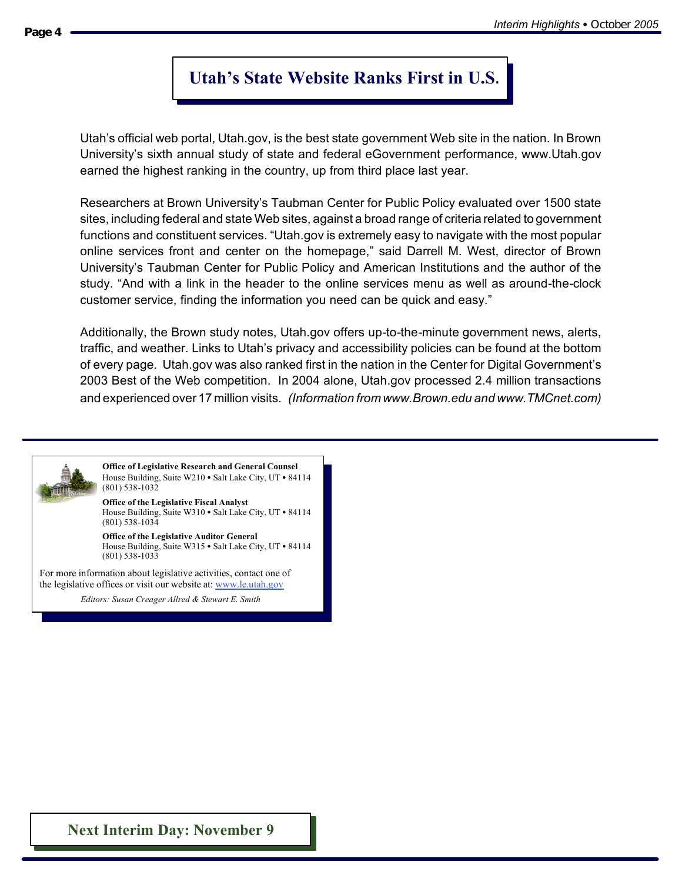# Utah's State Website Ranks First in U.S.

Utah's official web portal, Utah.gov, is the best state government Web site in the nation. In Brown University's sixth annual study of state and federal eGovernment performance, www.Utah.gov earned the highest ranking in the country, up from third place last year.

Researchers at Brown University's Taubman Center for Public Policy evaluated over 1500 state sites, including federal and state Web sites, against a broad range of criteria related to government functions and constituent services. "Utah.gov is extremely easy to navigate with the most popular online services front and center on the homepage," said Darrell M. West, director of Brown University's Taubman Center for Public Policy and American Institutions and the author of the study. "And with a link in the header to the online services menu as well as around-the-clock customer service, finding the information you need can be quick and easy."

Additionally, the Brown study notes, Utah.gov offers up-to-the-minute government news, alerts, traffic, and weather. Links to Utah's privacy and accessibility policies can be found at the bottom of every page. Utah.gov was also ranked first in the nation in the Center for Digital Government's 2003 Best of the Web competition. In 2004 alone, Utah.gov processed 2.4 million transactions and experienced over 17 million visits. *(Information from www.Brown.edu and www.TMCnet.com)*

---

**Office of Legislative Research and General Counsel**
House Building, Suite W210 • Salt Lake City, UT • 84114
(801) 538-1032

**Office of the Legislative Fiscal Analyst**
House Building, Suite W310 • Salt Lake City, UT • 84114
(801) 538-1034

**Office of the Legislative Auditor General**
House Building, Suite W315 • Salt Lake City, UT • 84114
(801) 538-1033

For more information about legislative activities, contact one of the legislative offices or visit our website at: www.le.utah.gov

*Editors: Susan Creager Allred & Stewart E. Smith*

## Next Interim Day: November 9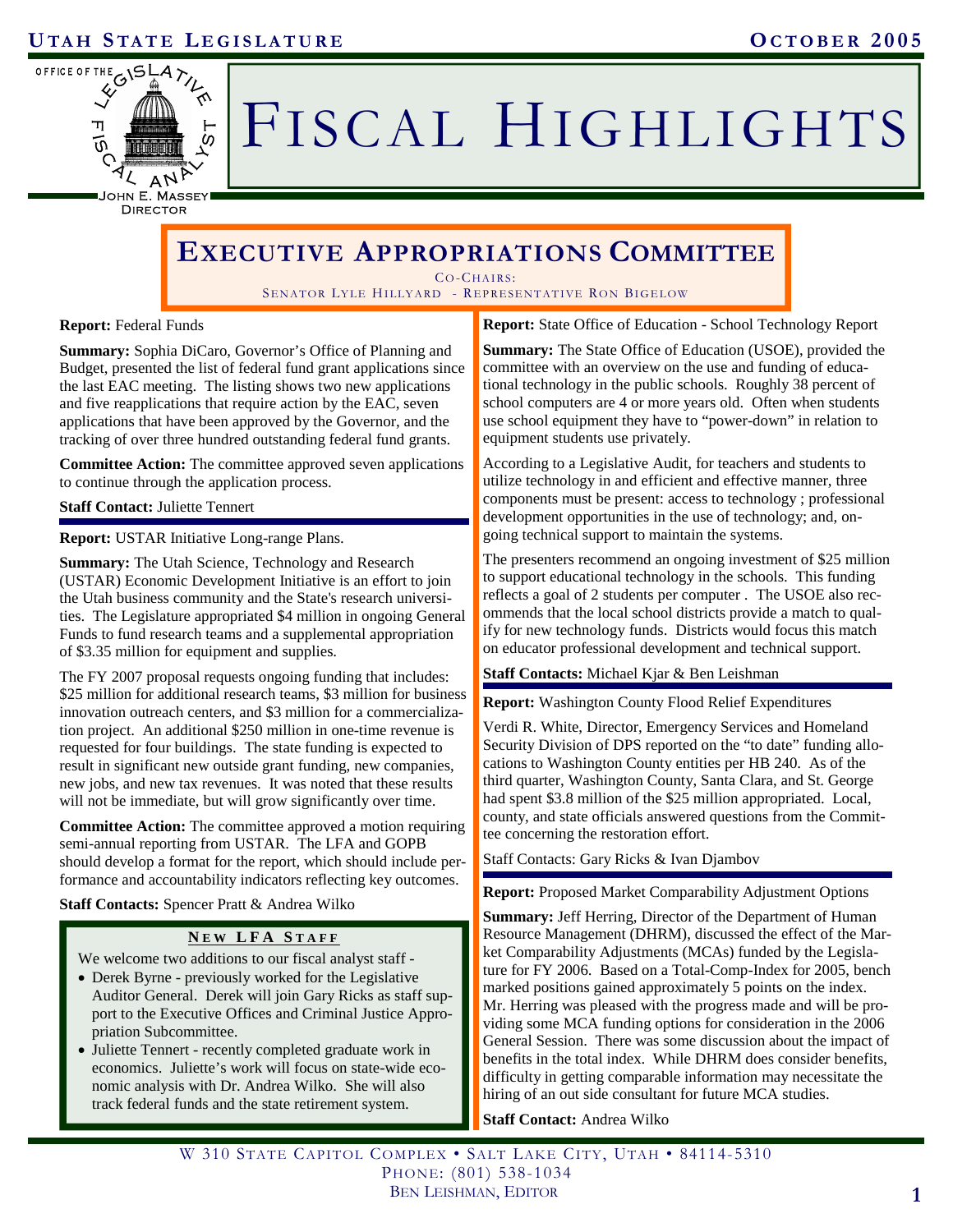# Fiscal Highlights

Office of the Legislative Fiscal Analyst
John E. Massey, Director

## Executive Appropriations Committee

Co-Chairs:
Senator Lyle Hillyard - Representative Ron Bigelow

**Report:** Federal Funds

**Summary:** Sophia DiCaro, Governor's Office of Planning and Budget, presented the list of federal fund grant applications since the last EAC meeting. The listing shows two new applications and five reapplications that require action by the EAC, seven applications that have been approved by the Governor, and the tracking of over three hundred outstanding federal fund grants.

**Committee Action:** The committee approved seven applications to continue through the application process.

**Staff Contact:** Juliette Tennert

---

**Report:** USTAR Initiative Long-range Plans.

**Summary:** The Utah Science, Technology and Research (USTAR) Economic Development Initiative is an effort to join the Utah business community and the State's research universities. The Legislature appropriated $4 million in ongoing General Funds to fund research teams and a supplemental appropriation of $3.35 million for equipment and supplies.

The FY 2007 proposal requests ongoing funding that includes: $25 million for additional research teams, $3 million for business innovation outreach centers, and $3 million for a commercialization project. An additional $250 million in one-time revenue is requested for four buildings. The state funding is expected to result in significant new outside grant funding, new companies, new jobs, and new tax revenues. It was noted that these results will not be immediate, but will grow significantly over time.

**Committee Action:** The committee approved a motion requiring semi-annual reporting from USTAR. The LFA and GOPB should develop a format for the report, which should include performance and accountability indicators reflecting key outcomes.

**Staff Contacts:** Spencer Pratt & Andrea Wilko

### New LFA Staff

We welcome two additions to our fiscal analyst staff -

- Derek Byrne - previously worked for the Legislative Auditor General. Derek will join Gary Ricks as staff support to the Executive Offices and Criminal Justice Appropriation Subcommittee.
- Juliette Tennert - recently completed graduate work in economics. Juliette's work will focus on state-wide economic analysis with Dr. Andrea Wilko. She will also track federal funds and the state retirement system.

---

**Report:** State Office of Education - School Technology Report

**Summary:** The State Office of Education (USOE), provided the committee with an overview on the use and funding of educational technology in the public schools. Roughly 38 percent of school computers are 4 or more years old. Often when students use school equipment they have to "power-down" in relation to equipment students use privately.

According to a Legislative Audit, for teachers and students to utilize technology in and efficient and effective manner, three components must be present: access to technology ; professional development opportunities in the use of technology; and, ongoing technical support to maintain the systems.

The presenters recommend an ongoing investment of $25 million to support educational technology in the schools. This funding reflects a goal of 2 students per computer . The USOE also recommends that the local school districts provide a match to qualify for new technology funds. Districts would focus this match on educator professional development and technical support.

**Staff Contacts:** Michael Kjar & Ben Leishman

---

**Report:** Washington County Flood Relief Expenditures

Verdi R. White, Director, Emergency Services and Homeland Security Division of DPS reported on the "to date" funding allocations to Washington County entities per HB 240. As of the third quarter, Washington County, Santa Clara, and St. George had spent $3.8 million of the $25 million appropriated. Local, county, and state officials answered questions from the Committee concerning the restoration effort.

Staff Contacts: Gary Ricks & Ivan Djambov

---

**Report:** Proposed Market Comparability Adjustment Options

**Summary:** Jeff Herring, Director of the Department of Human Resource Management (DHRM), discussed the effect of the Market Comparability Adjustments (MCAs) funded by the Legislature for FY 2006. Based on a Total-Comp-Index for 2005, bench marked positions gained approximately 5 points on the index. Mr. Herring was pleased with the progress made and will be providing some MCA funding options for consideration in the 2006 General Session. There was some discussion about the impact of benefits in the total index. While DHRM does consider benefits, difficulty in getting comparable information may necessitate the hiring of an out side consultant for future MCA studies.

**Staff Contact:** Andrea Wilko

W 310 State Capitol Complex • Salt Lake City, Utah • 84114-5310
Phone: (801) 538-1034
Ben Leishman, Editor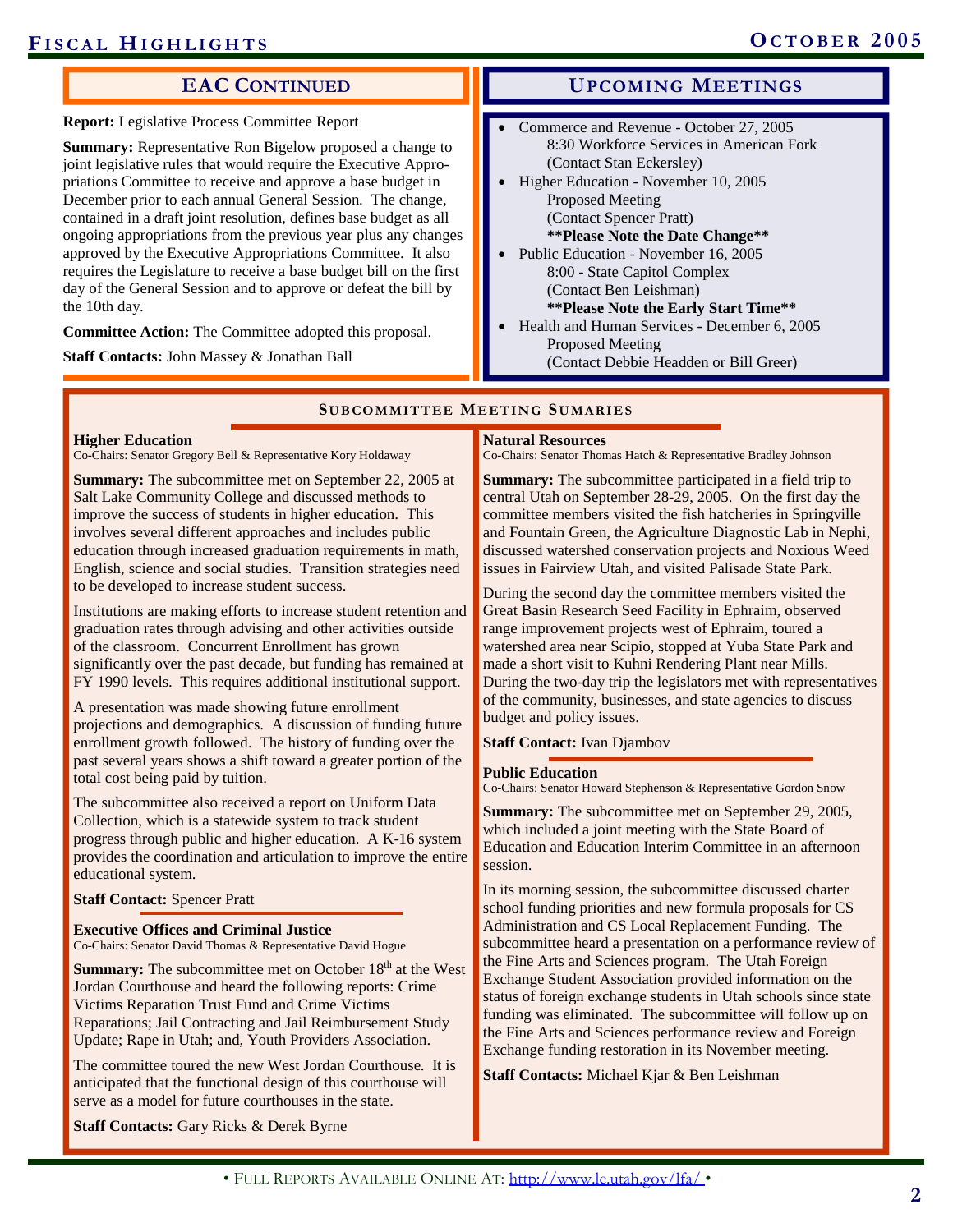## EAC Continued

**Report:** Legislative Process Committee Report

**Summary:** Representative Ron Bigelow proposed a change to joint legislative rules that would require the Executive Appropriations Committee to receive and approve a base budget in December prior to each annual General Session. The change, contained in a draft joint resolution, defines base budget as all ongoing appropriations from the previous year plus any changes approved by the Executive Appropriations Committee. It also requires the Legislature to receive a base budget bill on the first day of the General Session and to approve or defeat the bill by the 10th day.

**Committee Action:** The Committee adopted this proposal.

**Staff Contacts:** John Massey & Jonathan Ball

## Upcoming Meetings

- Commerce and Revenue - October 27, 2005
  8:30 Workforce Services in American Fork
  (Contact Stan Eckersley)
- Higher Education - November 10, 2005
  Proposed Meeting
  (Contact Spencer Pratt)
  **\*\*Please Note the Date Change\*\***
- Public Education - November 16, 2005
  8:00 - State Capitol Complex
  (Contact Ben Leishman)
  **\*\*Please Note the Early Start Time\*\***
- Health and Human Services - December 6, 2005
  Proposed Meeting
  (Contact Debbie Headden or Bill Greer)

## Subcommittee Meeting Sumaries

### Higher Education

Co-Chairs: Senator Gregory Bell & Representative Kory Holdaway

**Summary:** The subcommittee met on September 22, 2005 at Salt Lake Community College and discussed methods to improve the success of students in higher education. This involves several different approaches and includes public education through increased graduation requirements in math, English, science and social studies. Transition strategies need to be developed to increase student success.

Institutions are making efforts to increase student retention and graduation rates through advising and other activities outside of the classroom. Concurrent Enrollment has grown significantly over the past decade, but funding has remained at FY 1990 levels. This requires additional institutional support.

A presentation was made showing future enrollment projections and demographics. A discussion of funding future enrollment growth followed. The history of funding over the past several years shows a shift toward a greater portion of the total cost being paid by tuition.

The subcommittee also received a report on Uniform Data Collection, which is a statewide system to track student progress through public and higher education. A K-16 system provides the coordination and articulation to improve the entire educational system.

**Staff Contact:** Spencer Pratt

### Executive Offices and Criminal Justice

Co-Chairs: Senator David Thomas & Representative David Hogue

**Summary:** The subcommittee met on October 18th at the West Jordan Courthouse and heard the following reports: Crime Victims Reparation Trust Fund and Crime Victims Reparations; Jail Contracting and Jail Reimbursement Study Update; Rape in Utah; and, Youth Providers Association.

The committee toured the new West Jordan Courthouse. It is anticipated that the functional design of this courthouse will serve as a model for future courthouses in the state.

**Staff Contacts:** Gary Ricks & Derek Byrne

### Natural Resources

Co-Chairs: Senator Thomas Hatch & Representative Bradley Johnson

**Summary:** The subcommittee participated in a field trip to central Utah on September 28-29, 2005. On the first day the committee members visited the fish hatcheries in Springville and Fountain Green, the Agriculture Diagnostic Lab in Nephi, discussed watershed conservation projects and Noxious Weed issues in Fairview Utah, and visited Palisade State Park.

During the second day the committee members visited the Great Basin Research Seed Facility in Ephraim, observed range improvement projects west of Ephraim, toured a watershed area near Scipio, stopped at Yuba State Park and made a short visit to Kuhni Rendering Plant near Mills. During the two-day trip the legislators met with representatives of the community, businesses, and state agencies to discuss budget and policy issues.

**Staff Contact:** Ivan Djambov

### Public Education

Co-Chairs: Senator Howard Stephenson & Representative Gordon Snow

**Summary:** The subcommittee met on September 29, 2005, which included a joint meeting with the State Board of Education and Education Interim Committee in an afternoon session.

In its morning session, the subcommittee discussed charter school funding priorities and new formula proposals for CS Administration and CS Local Replacement Funding. The subcommittee heard a presentation on a performance review of the Fine Arts and Sciences program. The Utah Foreign Exchange Student Association provided information on the status of foreign exchange students in Utah schools since state funding was eliminated. The subcommittee will follow up on the Fine Arts and Sciences performance review and Foreign Exchange funding restoration in its November meeting.

**Staff Contacts:** Michael Kjar & Ben Leishman

• Full Reports Available Online At: http://www.le.utah.gov/lfa/ •